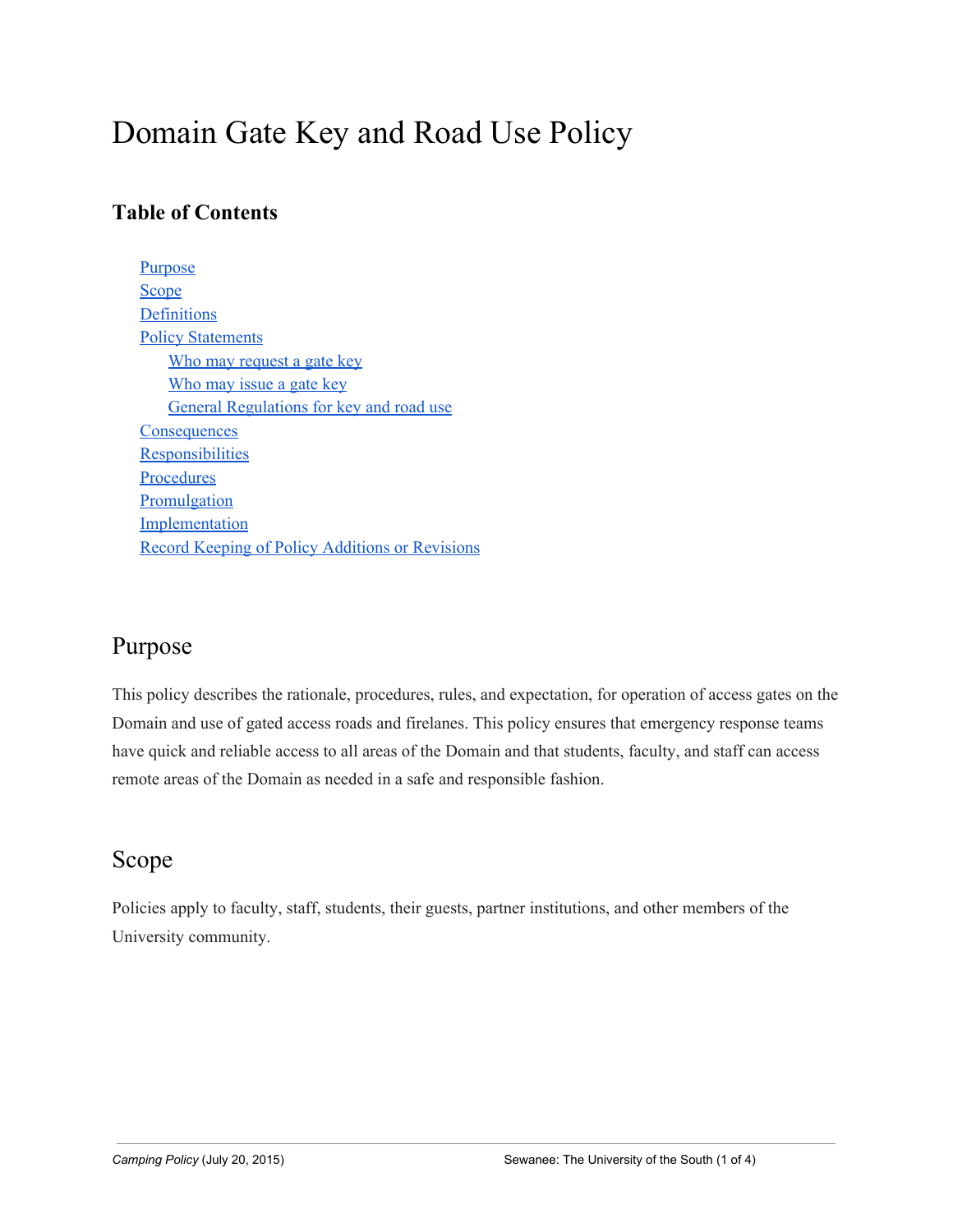# Domain Gate Key and Road Use Policy

### Table of Contents

- Purpose
- Scope
- Definitions
- Policy Statements
  - Who may request a gate key
  - Who may issue a gate key
  - General Regulations for key and road use
- Consequences
- Responsibilities
- Procedures
- Promulgation
- Implementation
- Record Keeping of Policy Additions or Revisions

## Purpose

This policy describes the rationale, procedures, rules, and expectation, for operation of access gates on the Domain and use of gated access roads and firelanes. This policy ensures that emergency response teams have quick and reliable access to all areas of the Domain and that students, faculty, and staff can access remote areas of the Domain as needed in a safe and responsible fashion.

## Scope

Policies apply to faculty, staff, students, their guests, partner institutions, and other members of the University community.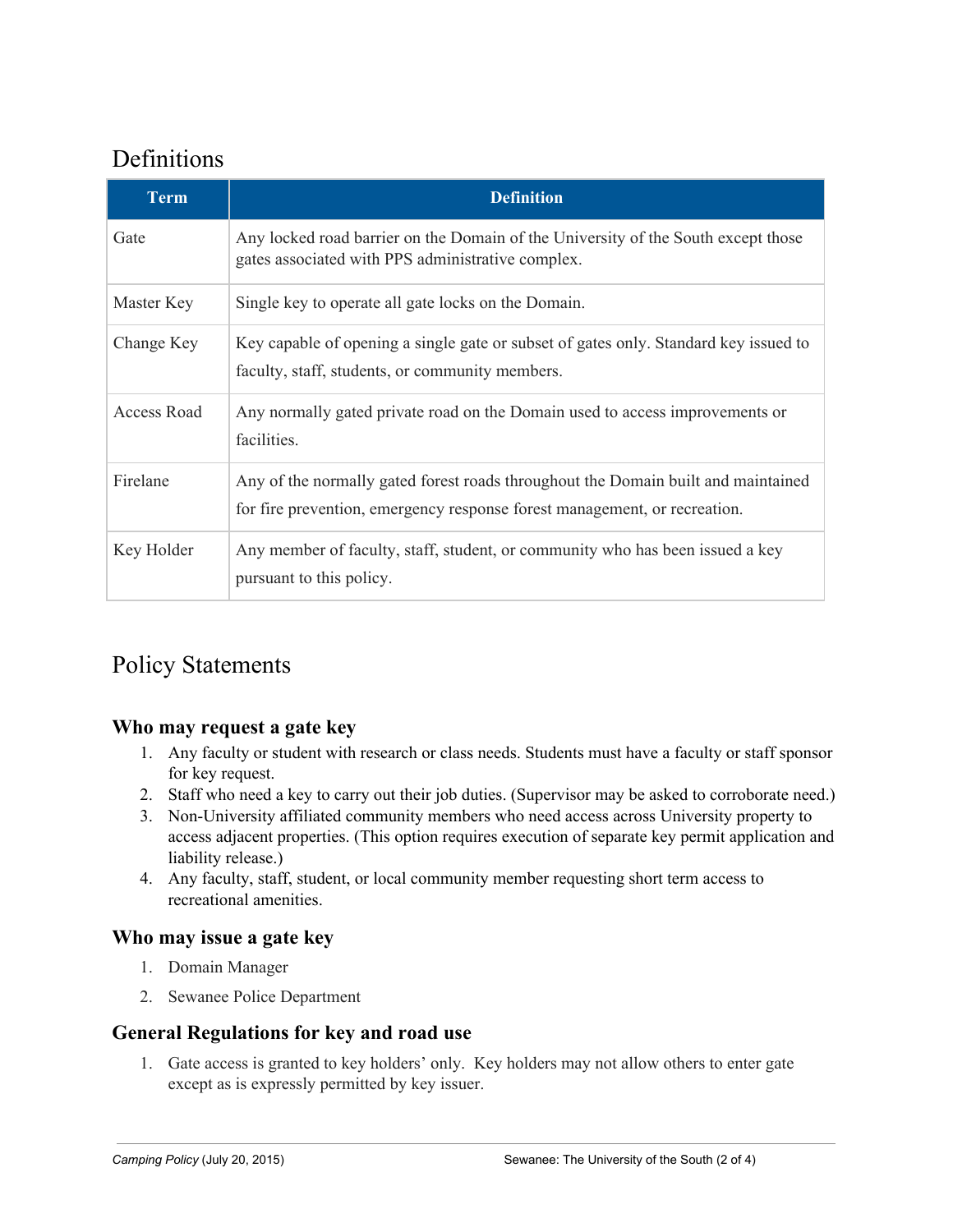## Definitions

| Term | Definition |
|---|---|
| Gate | Any locked road barrier on the Domain of the University of the South except those gates associated with PPS administrative complex. |
| Master Key | Single key to operate all gate locks on the Domain. |
| Change Key | Key capable of opening a single gate or subset of gates only. Standard key issued to faculty, staff, students, or community members. |
| Access Road | Any normally gated private road on the Domain used to access improvements or facilities. |
| Firelane | Any of the normally gated forest roads throughout the Domain built and maintained for fire prevention, emergency response forest management, or recreation. |
| Key Holder | Any member of faculty, staff, student, or community who has been issued a key pursuant to this policy. |

## Policy Statements

### Who may request a gate key

1. Any faculty or student with research or class needs. Students must have a faculty or staff sponsor for key request.
2. Staff who need a key to carry out their job duties. (Supervisor may be asked to corroborate need.)
3. Non-University affiliated community members who need access across University property to access adjacent properties. (This option requires execution of separate key permit application and liability release.)
4. Any faculty, staff, student, or local community member requesting short term access to recreational amenities.

### Who may issue a gate key

1. Domain Manager
2. Sewanee Police Department

### General Regulations for key and road use

1. Gate access is granted to key holders' only. Key holders may not allow others to enter gate except as is expressly permitted by key issuer.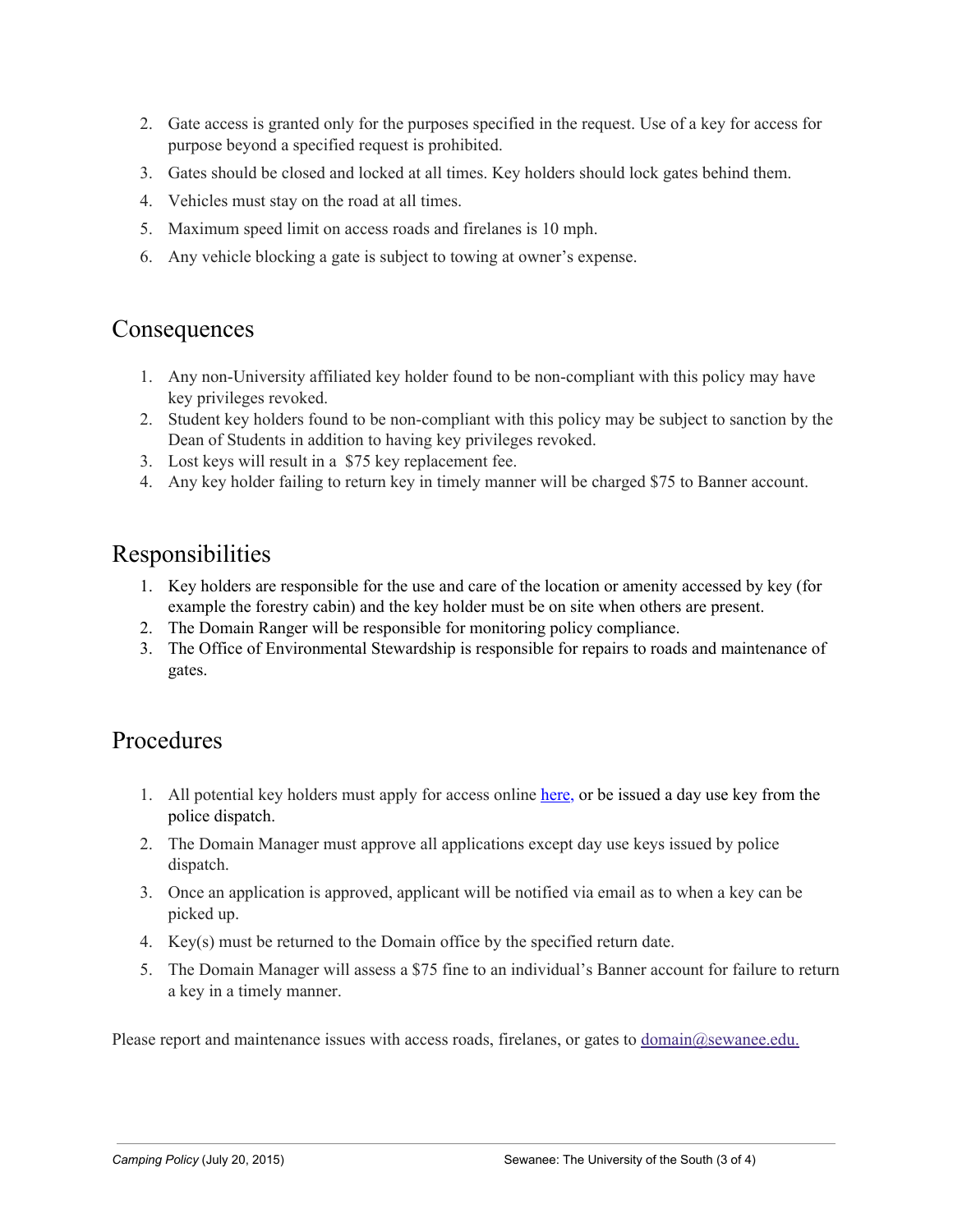2. Gate access is granted only for the purposes specified in the request. Use of a key for access for purpose beyond a specified request is prohibited.
3. Gates should be closed and locked at all times. Key holders should lock gates behind them.
4. Vehicles must stay on the road at all times.
5. Maximum speed limit on access roads and firelanes is 10 mph.
6. Any vehicle blocking a gate is subject to towing at owner's expense.

## Consequences

1. Any non-University affiliated key holder found to be non-compliant with this policy may have key privileges revoked.
2. Student key holders found to be non-compliant with this policy may be subject to sanction by the Dean of Students in addition to having key privileges revoked.
3. Lost keys will result in a $75 key replacement fee.
4. Any key holder failing to return key in timely manner will be charged $75 to Banner account.

## Responsibilities

1. Key holders are responsible for the use and care of the location or amenity accessed by key (for example the forestry cabin) and the key holder must be on site when others are present.
2. The Domain Ranger will be responsible for monitoring policy compliance.
3. The Office of Environmental Stewardship is responsible for repairs to roads and maintenance of gates.

## Procedures

1. All potential key holders must apply for access online here, or be issued a day use key from the police dispatch.
2. The Domain Manager must approve all applications except day use keys issued by police dispatch.
3. Once an application is approved, applicant will be notified via email as to when a key can be picked up.
4. Key(s) must be returned to the Domain office by the specified return date.
5. The Domain Manager will assess a $75 fine to an individual's Banner account for failure to return a key in a timely manner.

Please report and maintenance issues with access roads, firelanes, or gates to domain@sewanee.edu.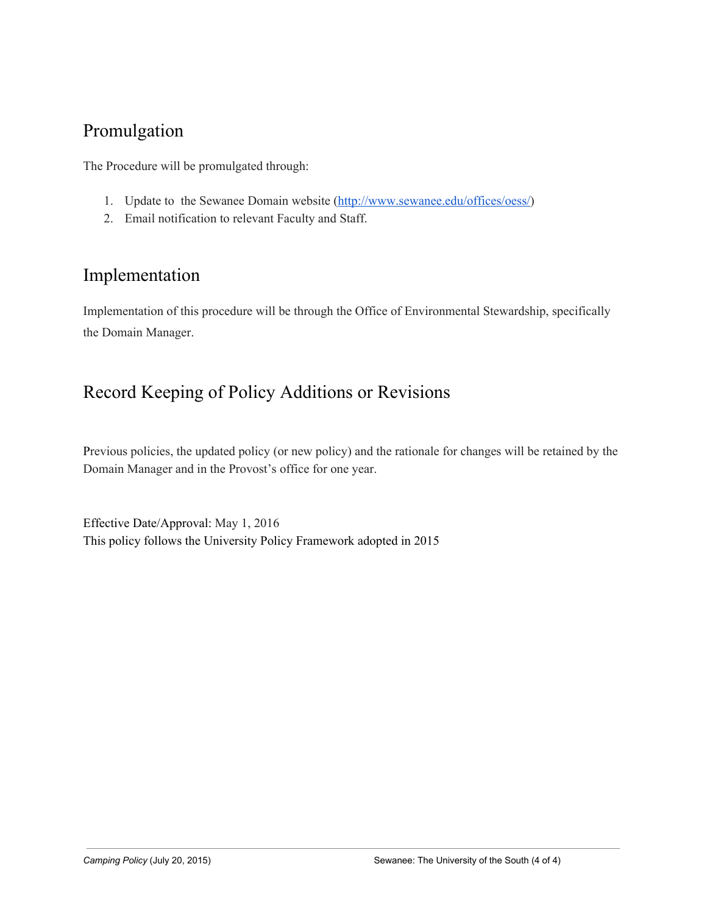## Promulgation

The Procedure will be promulgated through:

1. Update to the Sewanee Domain website ([http://www.sewanee.edu/offices/oess/](http://www.sewanee.edu/offices/oess/))
2. Email notification to relevant Faculty and Staff.

## Implementation

Implementation of this procedure will be through the Office of Environmental Stewardship, specifically the Domain Manager.

## Record Keeping of Policy Additions or Revisions

Previous policies, the updated policy (or new policy) and the rationale for changes will be retained by the Domain Manager and in the Provost's office for one year.

Effective Date/Approval: May 1, 2016
This policy follows the University Policy Framework adopted in 2015